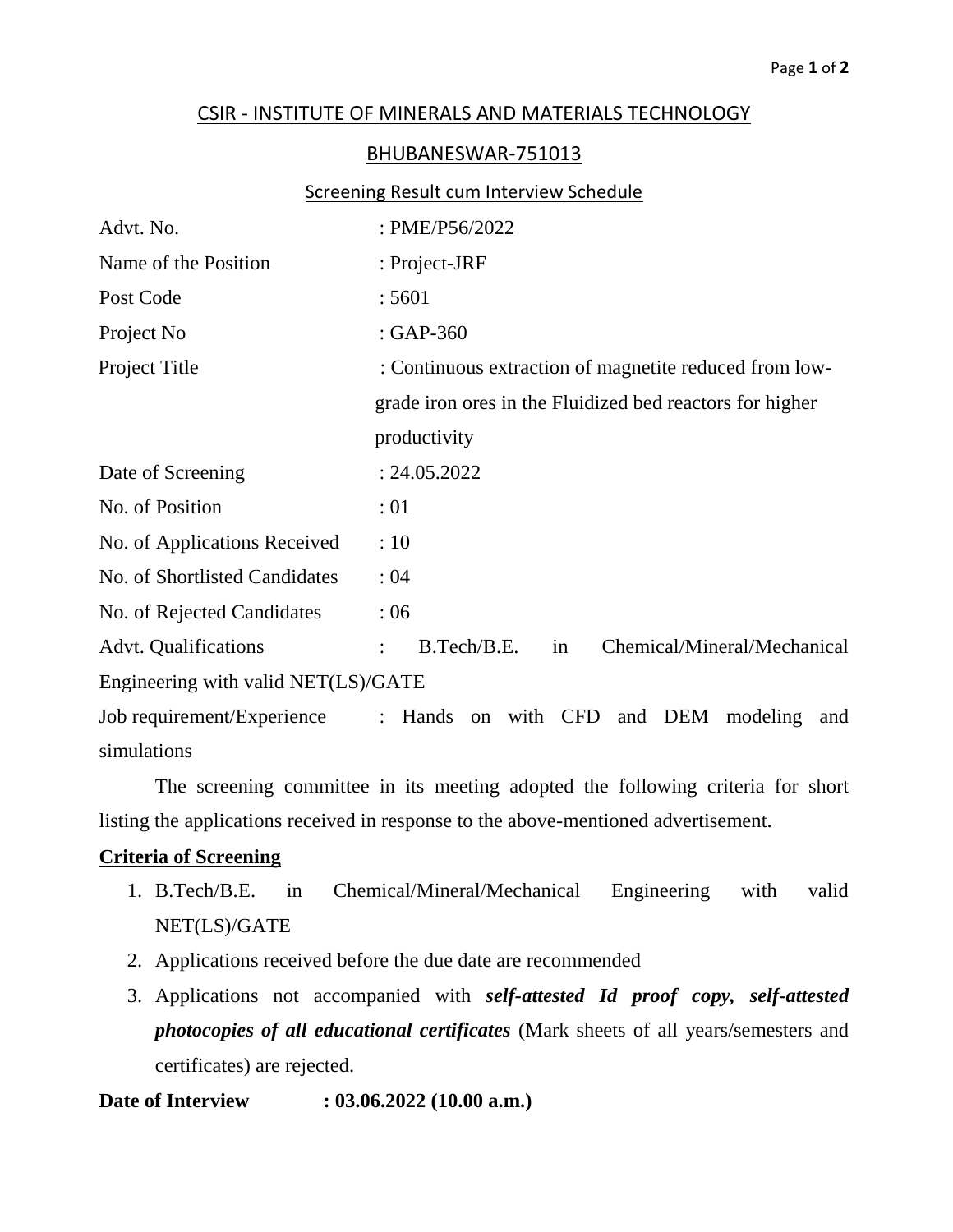## CSIR - INSTITUTE OF MINERALS AND MATERIALS TECHNOLOGY

## BHUBANESWAR-751013

### Screening Result cum Interview Schedule

| | |
|---|---|
| Advt. No. | : PME/P56/2022 |
| Name of the Position | : Project-JRF |
| Post Code | : 5601 |
| Project No | : GAP-360 |
| Project Title | : Continuous extraction of magnetite reduced from low-grade iron ores in the Fluidized bed reactors for higher productivity |
| Date of Screening | : 24.05.2022 |
| No. of Position | : 01 |
| No. of Applications Received | : 10 |
| No. of Shortlisted Candidates | : 04 |
| No. of Rejected Candidates | : 06 |

Advt. Qualifications : B.Tech/B.E. in Chemical/Mineral/Mechanical Engineering with valid NET(LS)/GATE

Job requirement/Experience : Hands on with CFD and DEM modeling and simulations

The screening committee in its meeting adopted the following criteria for short listing the applications received in response to the above-mentioned advertisement.

**Criteria of Screening**

1. B.Tech/B.E. in Chemical/Mineral/Mechanical Engineering with valid NET(LS)/GATE
2. Applications received before the due date are recommended
3. Applications not accompanied with ***self-attested Id proof copy, self-attested photocopies of all educational certificates*** (Mark sheets of all years/semesters and certificates) are rejected.

**Date of Interview : 03.06.2022 (10.00 a.m.)**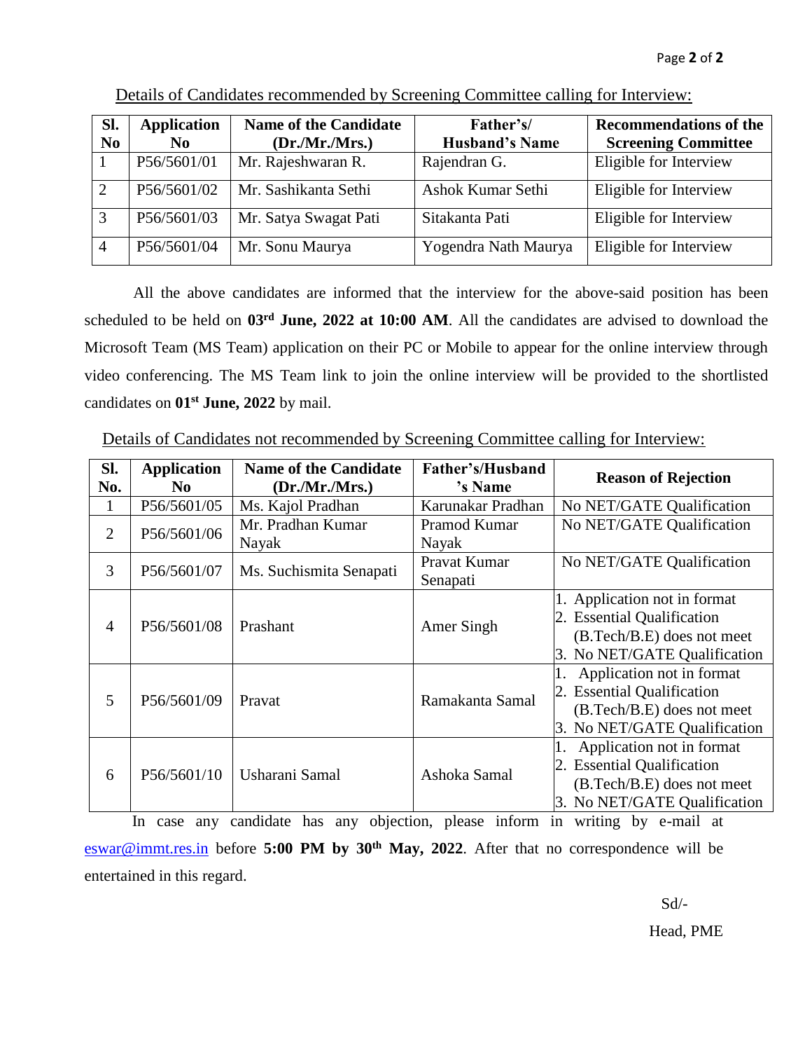Details of Candidates recommended by Screening Committee calling for Interview:

| Sl. No | Application No | Name of the Candidate (Dr./Mr./Mrs.) | Father's/ Husband's Name | Recommendations of the Screening Committee |
|---|---|---|---|---|
| 1 | P56/5601/01 | Mr. Rajeshwaran R. | Rajendran G. | Eligible for Interview |
| 2 | P56/5601/02 | Mr. Sashikanta Sethi | Ashok Kumar Sethi | Eligible for Interview |
| 3 | P56/5601/03 | Mr. Satya Swagat Pati | Sitakanta Pati | Eligible for Interview |
| 4 | P56/5601/04 | Mr. Sonu Maurya | Yogendra Nath Maurya | Eligible for Interview |

All the above candidates are informed that the interview for the above-said position has been scheduled to be held on **03rd June, 2022 at 10:00 AM**. All the candidates are advised to download the Microsoft Team (MS Team) application on their PC or Mobile to appear for the online interview through video conferencing. The MS Team link to join the online interview will be provided to the shortlisted candidates on **01st June, 2022** by mail.

Details of Candidates not recommended by Screening Committee calling for Interview:

| Sl. No. | Application No | Name of the Candidate (Dr./Mr./Mrs.) | Father's/Husband's Name | Reason of Rejection |
|---|---|---|---|---|
| 1 | P56/5601/05 | Ms. Kajol Pradhan | Karunakar Pradhan | No NET/GATE Qualification |
| 2 | P56/5601/06 | Mr. Pradhan Kumar Nayak | Pramod Kumar Nayak | No NET/GATE Qualification |
| 3 | P56/5601/07 | Ms. Suchismita Senapati | Pravat Kumar Senapati | No NET/GATE Qualification |
| 4 | P56/5601/08 | Prashant | Amer Singh | 1. Application not in format<br>2. Essential Qualification (B.Tech/B.E) does not meet<br>3. No NET/GATE Qualification |
| 5 | P56/5601/09 | Pravat | Ramakanta Samal | 1. Application not in format<br>2. Essential Qualification (B.Tech/B.E) does not meet<br>3. No NET/GATE Qualification |
| 6 | P56/5601/10 | Usharani Samal | Ashoka Samal | 1. Application not in format<br>2. Essential Qualification (B.Tech/B.E) does not meet<br>3. No NET/GATE Qualification |

In case any candidate has any objection, please inform in writing by e-mail at eswar@immt.res.in before **5:00 PM by 30th May, 2022**. After that no correspondence will be entertained in this regard.

Sd/-

Head, PME